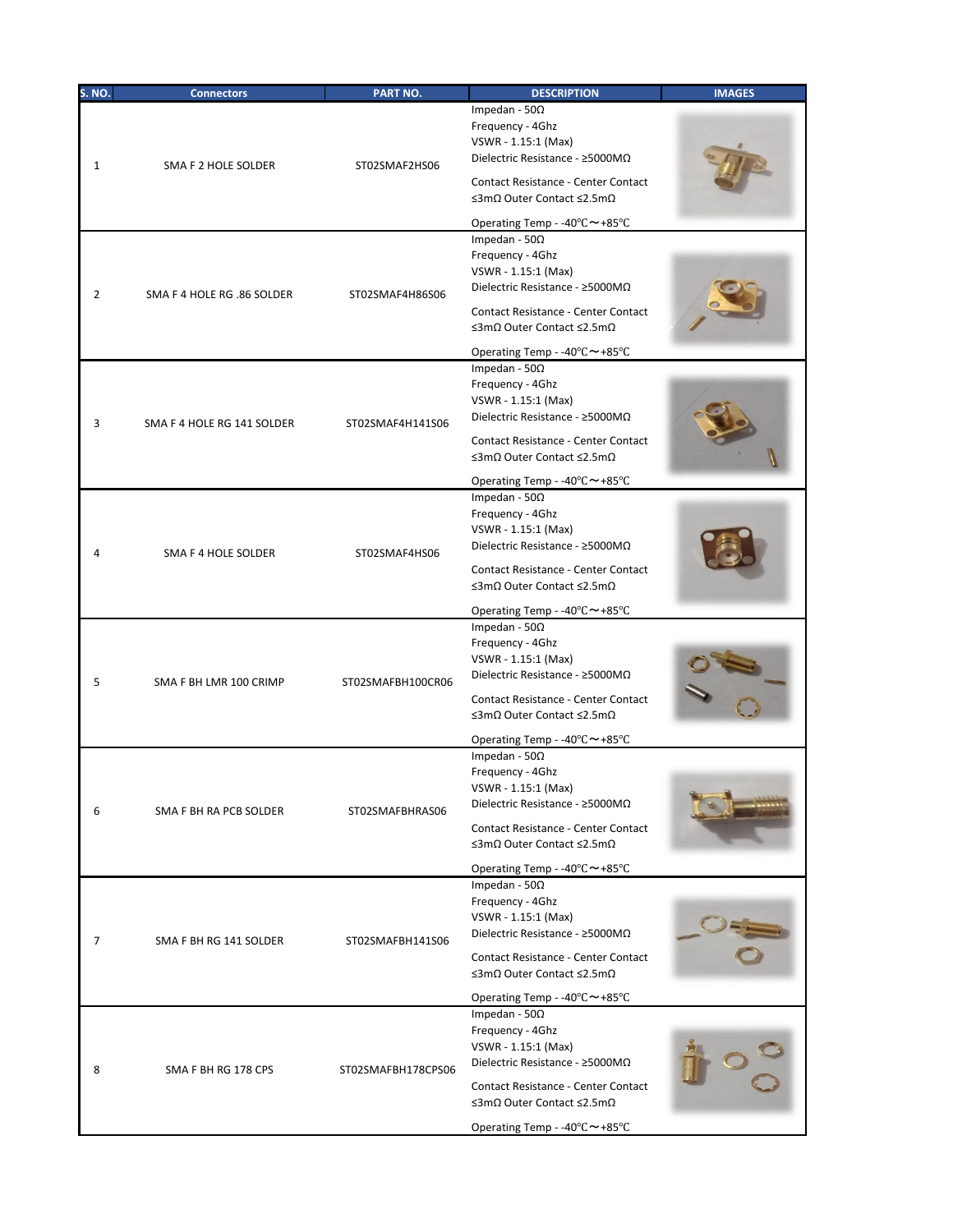| S. NO. | Connectors | PART NO. | DESCRIPTION | IMAGES |
|---|---|---|---|---|
| 1 | SMA F 2 HOLE SOLDER | ST02SMAF2HS06 | Impedan - 50Ω<br>Frequency - 4Ghz<br>VSWR - 1.15:1 (Max)<br>Dielectric Resistance - ≥5000MΩ<br>Contact Resistance - Center Contact ≤3mΩ Outer Contact ≤2.5mΩ<br>Operating Temp - -40℃～+85℃ | |
| 2 | SMA F 4 HOLE RG .86 SOLDER | ST02SMAF4H86S06 | Impedan - 50Ω<br>Frequency - 4Ghz<br>VSWR - 1.15:1 (Max)<br>Dielectric Resistance - ≥5000MΩ<br>Contact Resistance - Center Contact ≤3mΩ Outer Contact ≤2.5mΩ<br>Operating Temp - -40℃～+85℃ | |
| 3 | SMA F 4 HOLE RG 141 SOLDER | ST02SMAF4H141S06 | Impedan - 50Ω<br>Frequency - 4Ghz<br>VSWR - 1.15:1 (Max)<br>Dielectric Resistance - ≥5000MΩ<br>Contact Resistance - Center Contact ≤3mΩ Outer Contact ≤2.5mΩ<br>Operating Temp - -40℃～+85℃ | |
| 4 | SMA F 4 HOLE SOLDER | ST02SMAF4HS06 | Impedan - 50Ω<br>Frequency - 4Ghz<br>VSWR - 1.15:1 (Max)<br>Dielectric Resistance - ≥5000MΩ<br>Contact Resistance - Center Contact ≤3mΩ Outer Contact ≤2.5mΩ<br>Operating Temp - -40℃～+85℃ | |
| 5 | SMA F BH LMR 100 CRIMP | ST02SMAFBH100CR06 | Impedan - 50Ω<br>Frequency - 4Ghz<br>VSWR - 1.15:1 (Max)<br>Dielectric Resistance - ≥5000MΩ<br>Contact Resistance - Center Contact ≤3mΩ Outer Contact ≤2.5mΩ<br>Operating Temp - -40℃～+85℃ | |
| 6 | SMA F BH RA PCB SOLDER | ST02SMAFBHRAS06 | Impedan - 50Ω<br>Frequency - 4Ghz<br>VSWR - 1.15:1 (Max)<br>Dielectric Resistance - ≥5000MΩ<br>Contact Resistance - Center Contact ≤3mΩ Outer Contact ≤2.5mΩ<br>Operating Temp - -40℃～+85℃ | |
| 7 | SMA F BH RG 141 SOLDER | ST02SMAFBH141S06 | Impedan - 50Ω<br>Frequency - 4Ghz<br>VSWR - 1.15:1 (Max)<br>Dielectric Resistance - ≥5000MΩ<br>Contact Resistance - Center Contact ≤3mΩ Outer Contact ≤2.5mΩ<br>Operating Temp - -40℃～+85℃ | |
| 8 | SMA F BH RG 178 CPS | ST02SMAFBH178CPS06 | Impedan - 50Ω<br>Frequency - 4Ghz<br>VSWR - 1.15:1 (Max)<br>Dielectric Resistance - ≥5000MΩ<br>Contact Resistance - Center Contact ≤3mΩ Outer Contact ≤2.5mΩ<br>Operating Temp - -40℃～+85℃ | |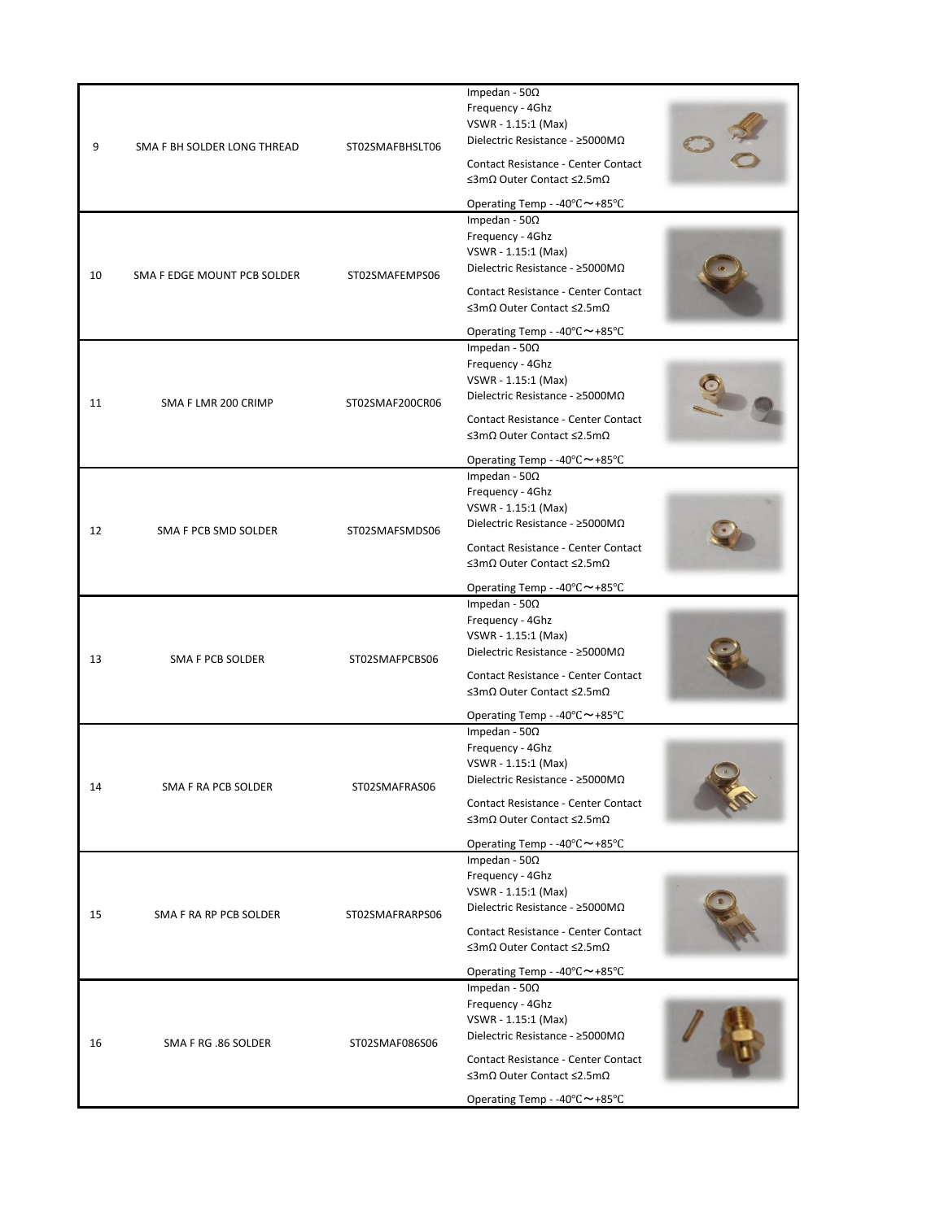| | | | | |
|---|---|---|---|---|
| 9 | SMA F BH SOLDER LONG THREAD | ST02SMAFBHSLT06 | Impedan - 50Ω<br>Frequency - 4Ghz<br>VSWR - 1.15:1 (Max)<br>Dielectric Resistance - ≥5000MΩ<br>Contact Resistance - Center Contact ≤3mΩ Outer Contact ≤2.5mΩ<br>Operating Temp - -40℃～+85℃ | |
| 10 | SMA F EDGE MOUNT PCB SOLDER | ST02SMAFEMPS06 | Impedan - 50Ω<br>Frequency - 4Ghz<br>VSWR - 1.15:1 (Max)<br>Dielectric Resistance - ≥5000MΩ<br>Contact Resistance - Center Contact ≤3mΩ Outer Contact ≤2.5mΩ<br>Operating Temp - -40℃～+85℃ | |
| 11 | SMA F LMR 200 CRIMP | ST02SMAF200CR06 | Impedan - 50Ω<br>Frequency - 4Ghz<br>VSWR - 1.15:1 (Max)<br>Dielectric Resistance - ≥5000MΩ<br>Contact Resistance - Center Contact ≤3mΩ Outer Contact ≤2.5mΩ<br>Operating Temp - -40℃～+85℃ | |
| 12 | SMA F PCB SMD SOLDER | ST02SMAFSMDS06 | Impedan - 50Ω<br>Frequency - 4Ghz<br>VSWR - 1.15:1 (Max)<br>Dielectric Resistance - ≥5000MΩ<br>Contact Resistance - Center Contact ≤3mΩ Outer Contact ≤2.5mΩ<br>Operating Temp - -40℃～+85℃ | |
| 13 | SMA F PCB SOLDER | ST02SMAFPCBS06 | Impedan - 50Ω<br>Frequency - 4Ghz<br>VSWR - 1.15:1 (Max)<br>Dielectric Resistance - ≥5000MΩ<br>Contact Resistance - Center Contact ≤3mΩ Outer Contact ≤2.5mΩ<br>Operating Temp - -40℃～+85℃ | |
| 14 | SMA F RA PCB SOLDER | ST02SMAFRAS06 | Impedan - 50Ω<br>Frequency - 4Ghz<br>VSWR - 1.15:1 (Max)<br>Dielectric Resistance - ≥5000MΩ<br>Contact Resistance - Center Contact ≤3mΩ Outer Contact ≤2.5mΩ<br>Operating Temp - -40℃～+85℃ | |
| 15 | SMA F RA RP PCB SOLDER | ST02SMAFRARPS06 | Impedan - 50Ω<br>Frequency - 4Ghz<br>VSWR - 1.15:1 (Max)<br>Dielectric Resistance - ≥5000MΩ<br>Contact Resistance - Center Contact ≤3mΩ Outer Contact ≤2.5mΩ<br>Operating Temp - -40℃～+85℃ | |
| 16 | SMA F RG .86 SOLDER | ST02SMAF086S06 | Impedan - 50Ω<br>Frequency - 4Ghz<br>VSWR - 1.15:1 (Max)<br>Dielectric Resistance - ≥5000MΩ<br>Contact Resistance - Center Contact ≤3mΩ Outer Contact ≤2.5mΩ<br>Operating Temp - -40℃～+85℃ | |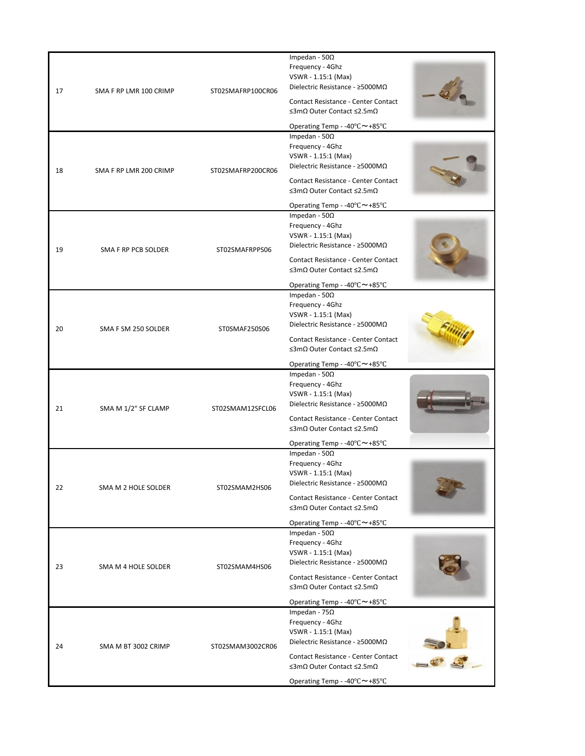| | | | | |
|---|---|---|---|---|
| 17 | SMA F RP LMR 100 CRIMP | ST02SMAFRP100CR06 | Impedan - 50Ω<br>Frequency - 4Ghz<br>VSWR - 1.15:1 (Max)<br>Dielectric Resistance - ≥5000MΩ<br>Contact Resistance - Center Contact ≤3mΩ Outer Contact ≤2.5mΩ<br>Operating Temp - -40℃～+85℃ | |
| 18 | SMA F RP LMR 200 CRIMP | ST02SMAFRP200CR06 | Impedan - 50Ω<br>Frequency - 4Ghz<br>VSWR - 1.15:1 (Max)<br>Dielectric Resistance - ≥5000MΩ<br>Contact Resistance - Center Contact ≤3mΩ Outer Contact ≤2.5mΩ<br>Operating Temp - -40℃～+85℃ | |
| 19 | SMA F RP PCB SOLDER | ST02SMAFRPPS06 | Impedan - 50Ω<br>Frequency - 4Ghz<br>VSWR - 1.15:1 (Max)<br>Dielectric Resistance - ≥5000MΩ<br>Contact Resistance - Center Contact ≤3mΩ Outer Contact ≤2.5mΩ<br>Operating Temp - -40℃～+85℃ | |
| 20 | SMA F SM 250 SOLDER | ST0SMAF250S06 | Impedan - 50Ω<br>Frequency - 4Ghz<br>VSWR - 1.15:1 (Max)<br>Dielectric Resistance - ≥5000MΩ<br>Contact Resistance - Center Contact ≤3mΩ Outer Contact ≤2.5mΩ<br>Operating Temp - -40℃～+85℃ | |
| 21 | SMA M 1/2" SF CLAMP | ST02SMAM12SFCL06 | Impedan - 50Ω<br>Frequency - 4Ghz<br>VSWR - 1.15:1 (Max)<br>Dielectric Resistance - ≥5000MΩ<br>Contact Resistance - Center Contact ≤3mΩ Outer Contact ≤2.5mΩ<br>Operating Temp - -40℃～+85℃ | |
| 22 | SMA M 2 HOLE SOLDER | ST02SMAM2HS06 | Impedan - 50Ω<br>Frequency - 4Ghz<br>VSWR - 1.15:1 (Max)<br>Dielectric Resistance - ≥5000MΩ<br>Contact Resistance - Center Contact ≤3mΩ Outer Contact ≤2.5mΩ<br>Operating Temp - -40℃～+85℃ | |
| 23 | SMA M 4 HOLE SOLDER | ST02SMAM4HS06 | Impedan - 50Ω<br>Frequency - 4Ghz<br>VSWR - 1.15:1 (Max)<br>Dielectric Resistance - ≥5000MΩ<br>Contact Resistance - Center Contact ≤3mΩ Outer Contact ≤2.5mΩ<br>Operating Temp - -40℃～+85℃ | |
| 24 | SMA M BT 3002 CRIMP | ST02SMAM3002CR06 | Impedan - 75Ω<br>Frequency - 4Ghz<br>VSWR - 1.15:1 (Max)<br>Dielectric Resistance - ≥5000MΩ<br>Contact Resistance - Center Contact ≤3mΩ Outer Contact ≤2.5mΩ<br>Operating Temp - -40℃～+85℃ | |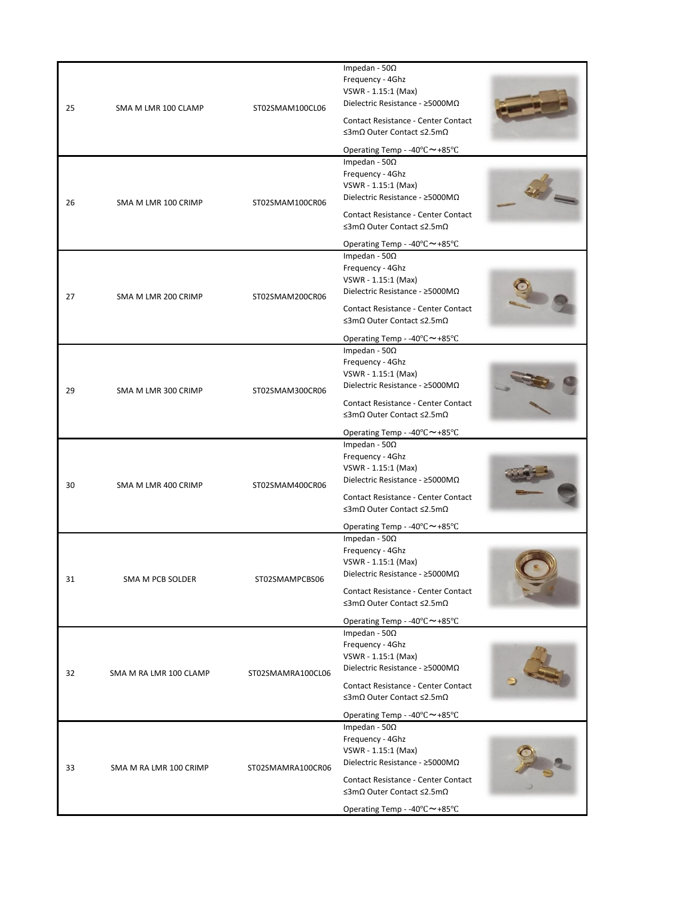| 25 | SMA M LMR 100 CLAMP | ST02SMAM100CL06 | Impedan - 50Ω<br>Frequency - 4Ghz<br>VSWR - 1.15:1 (Max)<br>Dielectric Resistance - ≥5000MΩ<br>Contact Resistance - Center Contact ≤3mΩ Outer Contact ≤2.5mΩ<br>Operating Temp - -40℃～+85℃ | |
|---|---|---|---|---|
| 26 | SMA M LMR 100 CRIMP | ST02SMAM100CR06 | Impedan - 50Ω<br>Frequency - 4Ghz<br>VSWR - 1.15:1 (Max)<br>Dielectric Resistance - ≥5000MΩ<br>Contact Resistance - Center Contact ≤3mΩ Outer Contact ≤2.5mΩ<br>Operating Temp - -40℃～+85℃ | |
| 27 | SMA M LMR 200 CRIMP | ST02SMAM200CR06 | Impedan - 50Ω<br>Frequency - 4Ghz<br>VSWR - 1.15:1 (Max)<br>Dielectric Resistance - ≥5000MΩ<br>Contact Resistance - Center Contact ≤3mΩ Outer Contact ≤2.5mΩ<br>Operating Temp - -40℃～+85℃ | |
| 29 | SMA M LMR 300 CRIMP | ST02SMAM300CR06 | Impedan - 50Ω<br>Frequency - 4Ghz<br>VSWR - 1.15:1 (Max)<br>Dielectric Resistance - ≥5000MΩ<br>Contact Resistance - Center Contact ≤3mΩ Outer Contact ≤2.5mΩ<br>Operating Temp - -40℃～+85℃ | |
| 30 | SMA M LMR 400 CRIMP | ST02SMAM400CR06 | Impedan - 50Ω<br>Frequency - 4Ghz<br>VSWR - 1.15:1 (Max)<br>Dielectric Resistance - ≥5000MΩ<br>Contact Resistance - Center Contact ≤3mΩ Outer Contact ≤2.5mΩ<br>Operating Temp - -40℃～+85℃ | |
| 31 | SMA M PCB SOLDER | ST02SMAMPCBS06 | Impedan - 50Ω<br>Frequency - 4Ghz<br>VSWR - 1.15:1 (Max)<br>Dielectric Resistance - ≥5000MΩ<br>Contact Resistance - Center Contact ≤3mΩ Outer Contact ≤2.5mΩ<br>Operating Temp - -40℃～+85℃ | |
| 32 | SMA M RA LMR 100 CLAMP | ST02SMAMRA100CL06 | Impedan - 50Ω<br>Frequency - 4Ghz<br>VSWR - 1.15:1 (Max)<br>Dielectric Resistance - ≥5000MΩ<br>Contact Resistance - Center Contact ≤3mΩ Outer Contact ≤2.5mΩ<br>Operating Temp - -40℃～+85℃ | |
| 33 | SMA M RA LMR 100 CRIMP | ST02SMAMRA100CR06 | Impedan - 50Ω<br>Frequency - 4Ghz<br>VSWR - 1.15:1 (Max)<br>Dielectric Resistance - ≥5000MΩ<br>Contact Resistance - Center Contact ≤3mΩ Outer Contact ≤2.5mΩ<br>Operating Temp - -40℃～+85℃ | |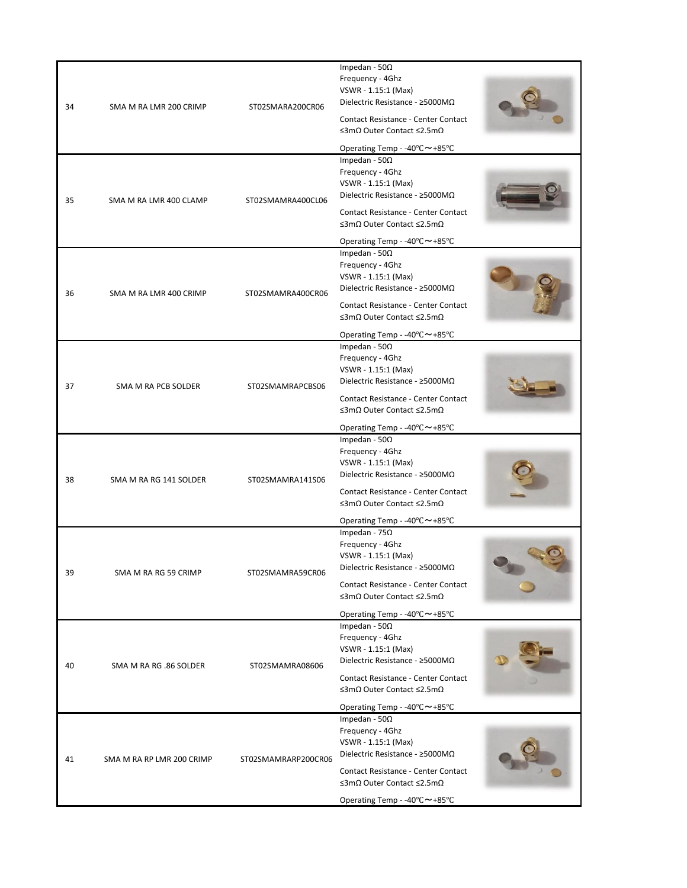| 34 | SMA M RA LMR 200 CRIMP | ST02SMARA200CR06 | Impedan - 50Ω<br>Frequency - 4Ghz<br>VSWR - 1.15:1 (Max)<br>Dielectric Resistance - ≥5000MΩ<br>Contact Resistance - Center Contact ≤3mΩ Outer Contact ≤2.5mΩ<br>Operating Temp - -40℃～+85℃ | |
|---|---|---|---|---|
| 35 | SMA M RA LMR 400 CLAMP | ST02SMAMRA400CL06 | Impedan - 50Ω<br>Frequency - 4Ghz<br>VSWR - 1.15:1 (Max)<br>Dielectric Resistance - ≥5000MΩ<br>Contact Resistance - Center Contact ≤3mΩ Outer Contact ≤2.5mΩ<br>Operating Temp - -40℃～+85℃ | |
| 36 | SMA M RA LMR 400 CRIMP | ST02SMAMRA400CR06 | Impedan - 50Ω<br>Frequency - 4Ghz<br>VSWR - 1.15:1 (Max)<br>Dielectric Resistance - ≥5000MΩ<br>Contact Resistance - Center Contact ≤3mΩ Outer Contact ≤2.5mΩ<br>Operating Temp - -40℃～+85℃ | |
| 37 | SMA M RA PCB SOLDER | ST02SMAMRAPCBS06 | Impedan - 50Ω<br>Frequency - 4Ghz<br>VSWR - 1.15:1 (Max)<br>Dielectric Resistance - ≥5000MΩ<br>Contact Resistance - Center Contact ≤3mΩ Outer Contact ≤2.5mΩ<br>Operating Temp - -40℃～+85℃ | |
| 38 | SMA M RA RG 141 SOLDER | ST02SMAMRA141S06 | Impedan - 50Ω<br>Frequency - 4Ghz<br>VSWR - 1.15:1 (Max)<br>Dielectric Resistance - ≥5000MΩ<br>Contact Resistance - Center Contact ≤3mΩ Outer Contact ≤2.5mΩ<br>Operating Temp - -40℃～+85℃ | |
| 39 | SMA M RA RG 59 CRIMP | ST02SMAMRA59CR06 | Impedan - 75Ω<br>Frequency - 4Ghz<br>VSWR - 1.15:1 (Max)<br>Dielectric Resistance - ≥5000MΩ<br>Contact Resistance - Center Contact ≤3mΩ Outer Contact ≤2.5mΩ<br>Operating Temp - -40℃～+85℃ | |
| 40 | SMA M RA RG .86 SOLDER | ST02SMAMRA08606 | Impedan - 50Ω<br>Frequency - 4Ghz<br>VSWR - 1.15:1 (Max)<br>Dielectric Resistance - ≥5000MΩ<br>Contact Resistance - Center Contact ≤3mΩ Outer Contact ≤2.5mΩ<br>Operating Temp - -40℃～+85℃ | |
| 41 | SMA M RA RP LMR 200 CRIMP | ST02SMAMRARP200CR06 | Impedan - 50Ω<br>Frequency - 4Ghz<br>VSWR - 1.15:1 (Max)<br>Dielectric Resistance - ≥5000MΩ<br>Contact Resistance - Center Contact ≤3mΩ Outer Contact ≤2.5mΩ<br>Operating Temp - -40℃～+85℃ | |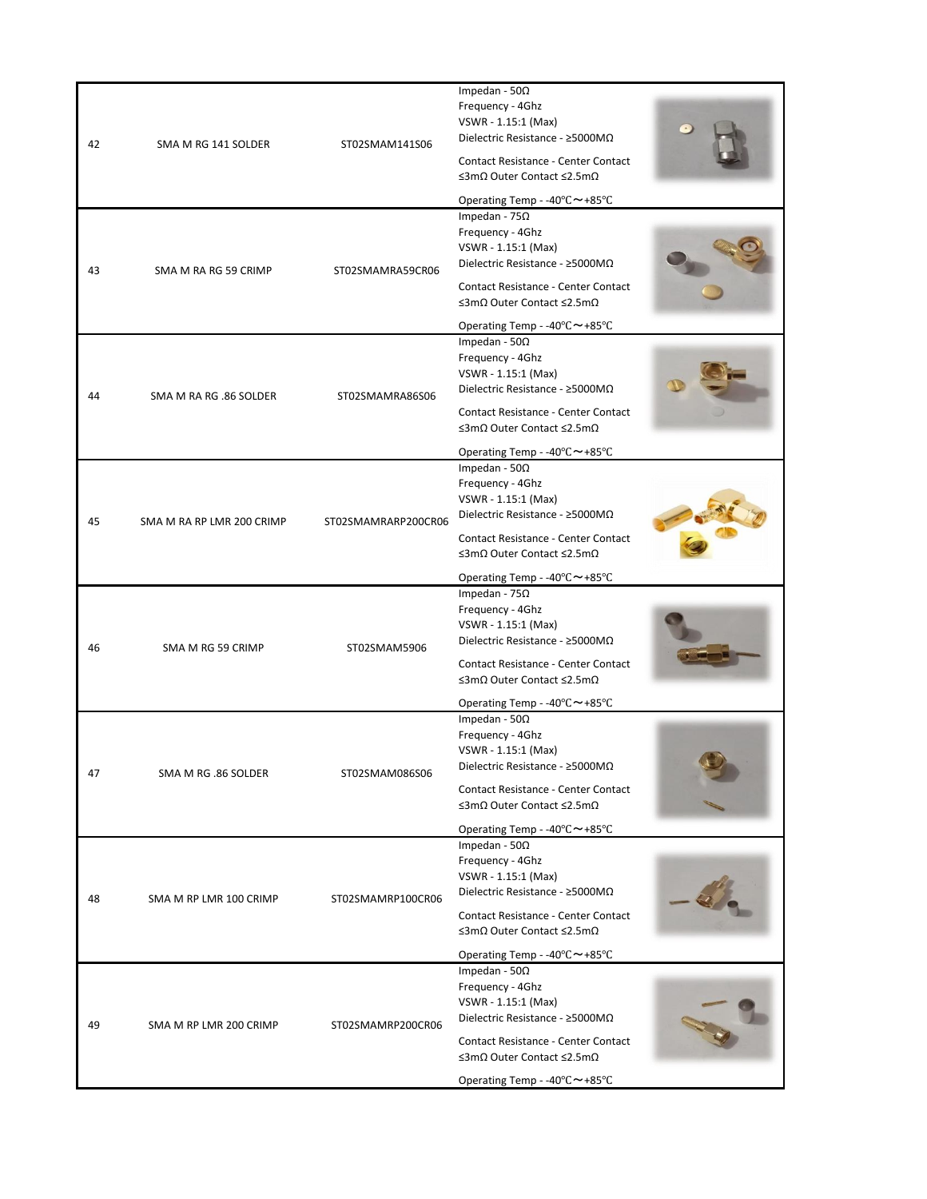| 42 | SMA M RG 141 SOLDER | ST02SMAM141S06 | Impedan - 50Ω<br>Frequency - 4Ghz<br>VSWR - 1.15:1 (Max)<br>Dielectric Resistance - ≥5000MΩ<br>Contact Resistance - Center Contact ≤3mΩ Outer Contact ≤2.5mΩ<br>Operating Temp - -40℃～+85℃ | |
|---|---|---|---|---|
| 43 | SMA M RA RG 59 CRIMP | ST02SMAMRA59CR06 | Impedan - 75Ω<br>Frequency - 4Ghz<br>VSWR - 1.15:1 (Max)<br>Dielectric Resistance - ≥5000MΩ<br>Contact Resistance - Center Contact ≤3mΩ Outer Contact ≤2.5mΩ<br>Operating Temp - -40℃～+85℃ | |
| 44 | SMA M RA RG .86 SOLDER | ST02SMAMRA86S06 | Impedan - 50Ω<br>Frequency - 4Ghz<br>VSWR - 1.15:1 (Max)<br>Dielectric Resistance - ≥5000MΩ<br>Contact Resistance - Center Contact ≤3mΩ Outer Contact ≤2.5mΩ<br>Operating Temp - -40℃～+85℃ | |
| 45 | SMA M RA RP LMR 200 CRIMP | ST02SMAMRARP200CR06 | Impedan - 50Ω<br>Frequency - 4Ghz<br>VSWR - 1.15:1 (Max)<br>Dielectric Resistance - ≥5000MΩ<br>Contact Resistance - Center Contact ≤3mΩ Outer Contact ≤2.5mΩ<br>Operating Temp - -40℃～+85℃ | |
| 46 | SMA M RG 59 CRIMP | ST02SMAM5906 | Impedan - 75Ω<br>Frequency - 4Ghz<br>VSWR - 1.15:1 (Max)<br>Dielectric Resistance - ≥5000MΩ<br>Contact Resistance - Center Contact ≤3mΩ Outer Contact ≤2.5mΩ<br>Operating Temp - -40℃～+85℃ | |
| 47 | SMA M RG .86 SOLDER | ST02SMAM086S06 | Impedan - 50Ω<br>Frequency - 4Ghz<br>VSWR - 1.15:1 (Max)<br>Dielectric Resistance - ≥5000MΩ<br>Contact Resistance - Center Contact ≤3mΩ Outer Contact ≤2.5mΩ<br>Operating Temp - -40℃～+85℃ | |
| 48 | SMA M RP LMR 100 CRIMP | ST02SMAMRP100CR06 | Impedan - 50Ω<br>Frequency - 4Ghz<br>VSWR - 1.15:1 (Max)<br>Dielectric Resistance - ≥5000MΩ<br>Contact Resistance - Center Contact ≤3mΩ Outer Contact ≤2.5mΩ<br>Operating Temp - -40℃～+85℃ | |
| 49 | SMA M RP LMR 200 CRIMP | ST02SMAMRP200CR06 | Impedan - 50Ω<br>Frequency - 4Ghz<br>VSWR - 1.15:1 (Max)<br>Dielectric Resistance - ≥5000MΩ<br>Contact Resistance - Center Contact ≤3mΩ Outer Contact ≤2.5mΩ<br>Operating Temp - -40℃～+85℃ | |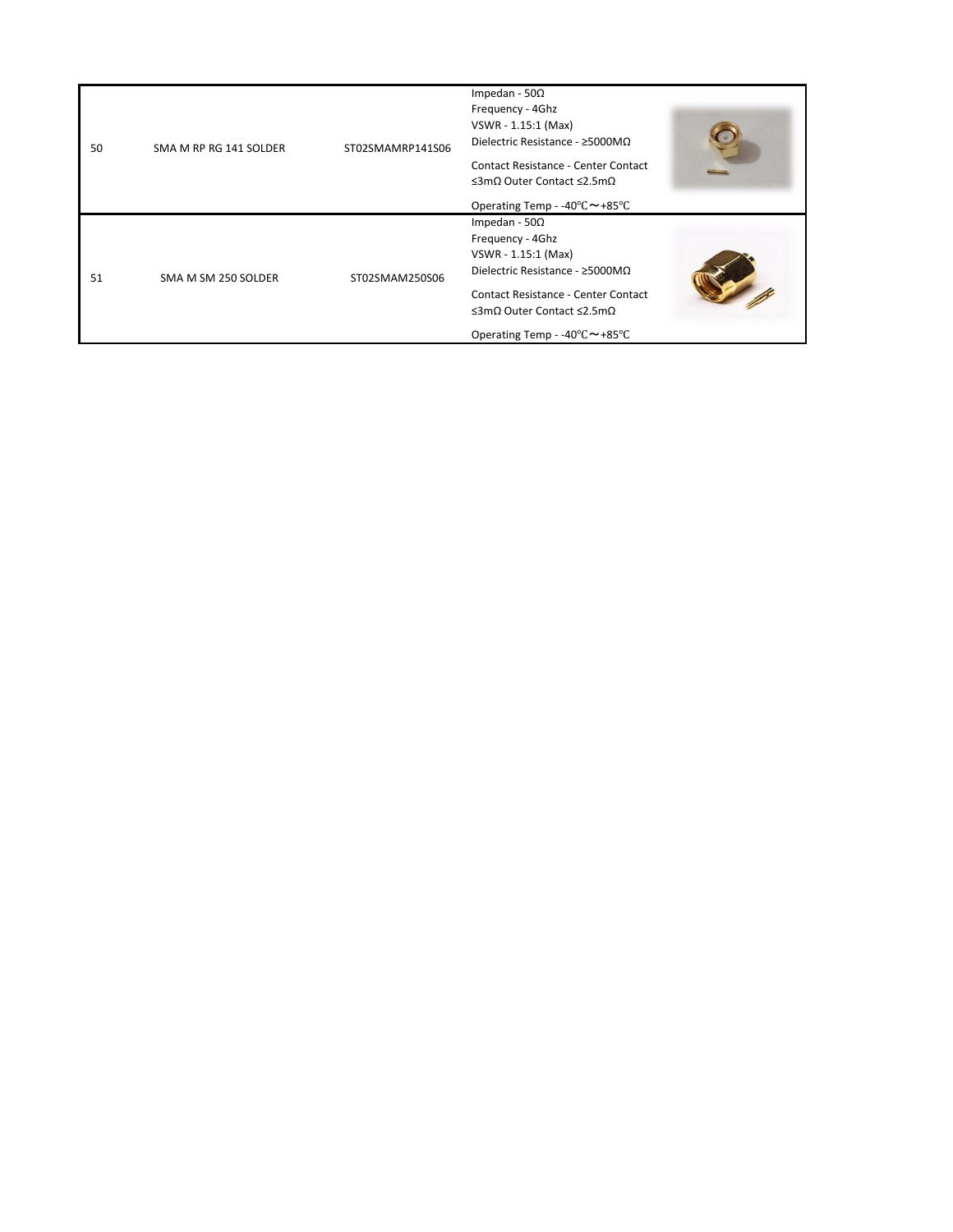| | | | | |
|---|---|---|---|---|
| 50 | SMA M RP RG 141 SOLDER | ST02SMAMRP141S06 | Impedan - 50Ω<br>Frequency - 4Ghz<br>VSWR - 1.15:1 (Max)<br>Dielectric Resistance - ≥5000MΩ<br>Contact Resistance - Center Contact ≤3mΩ Outer Contact ≤2.5mΩ<br>Operating Temp - -40℃～+85℃ | |
| 51 | SMA M SM 250 SOLDER | ST02SMAM250S06 | Impedan - 50Ω<br>Frequency - 4Ghz<br>VSWR - 1.15:1 (Max)<br>Dielectric Resistance - ≥5000MΩ<br>Contact Resistance - Center Contact ≤3mΩ Outer Contact ≤2.5mΩ<br>Operating Temp - -40℃～+85℃ | |